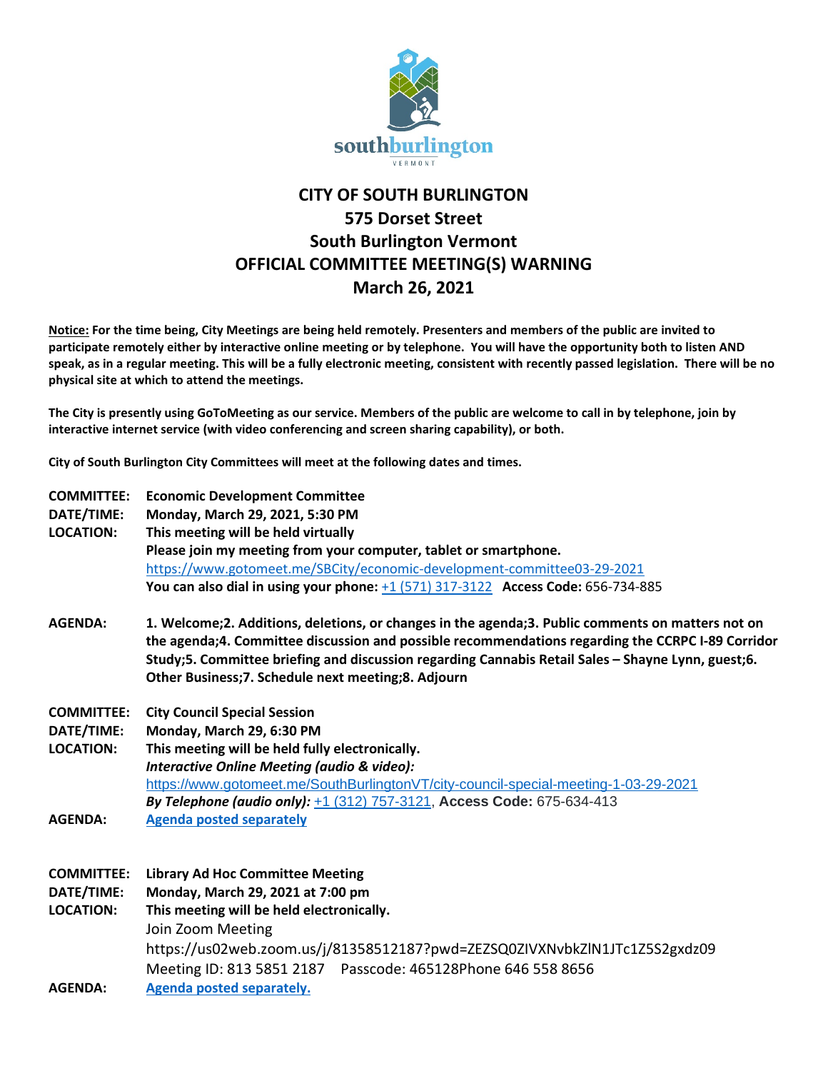southburlington VERMONT

# CITY OF SOUTH BURLINGTON
## 575 Dorset Street
## South Burlington Vermont
## OFFICIAL COMMITTEE MEETING(S) WARNING
## March 26, 2021

**Notice: For the time being, City Meetings are being held remotely. Presenters and members of the public are invited to participate remotely either by interactive online meeting or by telephone. You will have the opportunity both to listen AND speak, as in a regular meeting. This will be a fully electronic meeting, consistent with recently passed legislation. There will be no physical site at which to attend the meetings.**

**The City is presently using GoToMeeting as our service. Members of the public are welcome to call in by telephone, join by interactive internet service (with video conferencing and screen sharing capability), or both.**

**City of South Burlington City Committees will meet at the following dates and times.**

**COMMITTEE:** **Economic Development Committee**
**DATE/TIME:** **Monday, March 29, 2021, 5:30 PM**
**LOCATION:** **This meeting will be held virtually**
**Please join my meeting from your computer, tablet or smartphone.**
https://www.gotomeet.me/SBCity/economic-development-committee03-29-2021
**You can also dial in using your phone:** +1 (571) 317-3122 **Access Code:** 656-734-885

**AGENDA:** **1. Welcome;2. Additions, deletions, or changes in the agenda;3. Public comments on matters not on the agenda;4. Committee discussion and possible recommendations regarding the CCRPC I-89 Corridor Study;5. Committee briefing and discussion regarding Cannabis Retail Sales – Shayne Lynn, guest;6. Other Business;7. Schedule next meeting;8. Adjourn**

**COMMITTEE:** **City Council Special Session**
**DATE/TIME:** **Monday, March 29, 6:30 PM**
**LOCATION:** **This meeting will be held fully electronically.**
***Interactive Online Meeting (audio & video):***
https://www.gotomeet.me/SouthBurlingtonVT/city-council-special-meeting-1-03-29-2021
***By Telephone (audio only):*** +1 (312) 757-3121, **Access Code:** 675-634-413
**AGENDA:** **Agenda posted separately**

**COMMITTEE:** **Library Ad Hoc Committee Meeting**
**DATE/TIME:** **Monday, March 29, 2021 at 7:00 pm**
**LOCATION:** **This meeting will be held electronically.**
Join Zoom Meeting
https://us02web.zoom.us/j/81358512187?pwd=ZEZSQ0ZIVXNvbkZlN1JTc1Z5S2gxdz09
Meeting ID: 813 5851 2187 Passcode: 465128Phone 646 558 8656
**AGENDA:** **Agenda posted separately.**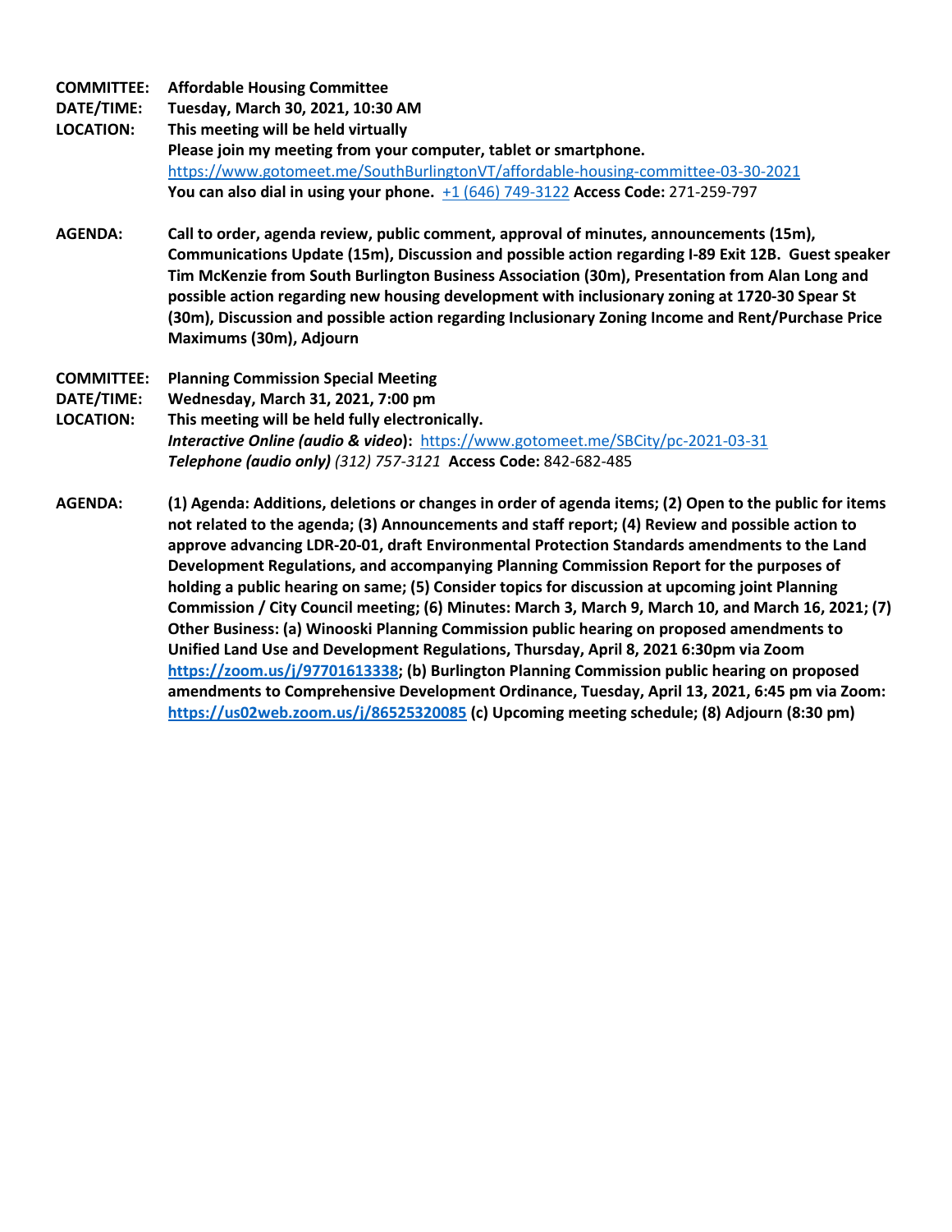**COMMITTEE:** **Affordable Housing Committee**
**DATE/TIME:** **Tuesday, March 30, 2021, 10:30 AM**
**LOCATION:** **This meeting will be held virtually**
**Please join my meeting from your computer, tablet or smartphone.**
https://www.gotomeet.me/SouthBurlingtonVT/affordable-housing-committee-03-30-2021
**You can also dial in using your phone.** +1 (646) 749-3122 **Access Code:** 271-259-797

**AGENDA:** **Call to order, agenda review, public comment, approval of minutes, announcements (15m), Communications Update (15m), Discussion and possible action regarding I-89 Exit 12B. Guest speaker Tim McKenzie from South Burlington Business Association (30m), Presentation from Alan Long and possible action regarding new housing development with inclusionary zoning at 1720-30 Spear St (30m), Discussion and possible action regarding Inclusionary Zoning Income and Rent/Purchase Price Maximums (30m), Adjourn**

**COMMITTEE:** **Planning Commission Special Meeting**
**DATE/TIME:** **Wednesday, March 31, 2021, 7:00 pm**
**LOCATION:** **This meeting will be held fully electronically.**
***Interactive Online (audio & video)*:** https://www.gotomeet.me/SBCity/pc-2021-03-31
***Telephone (audio only)*** *(312) 757-3121* **Access Code:** 842-682-485

**AGENDA:** **(1) Agenda: Additions, deletions or changes in order of agenda items; (2) Open to the public for items not related to the agenda; (3) Announcements and staff report; (4) Review and possible action to approve advancing LDR-20-01, draft Environmental Protection Standards amendments to the Land Development Regulations, and accompanying Planning Commission Report for the purposes of holding a public hearing on same; (5) Consider topics for discussion at upcoming joint Planning Commission / City Council meeting; (6) Minutes: March 3, March 9, March 10, and March 16, 2021; (7) Other Business: (a) Winooski Planning Commission public hearing on proposed amendments to Unified Land Use and Development Regulations, Thursday, April 8, 2021 6:30pm via Zoom https://zoom.us/j/97701613338; (b) Burlington Planning Commission public hearing on proposed amendments to Comprehensive Development Ordinance, Tuesday, April 13, 2021, 6:45 pm via Zoom: https://us02web.zoom.us/j/86525320085 (c) Upcoming meeting schedule; (8) Adjourn (8:30 pm)**